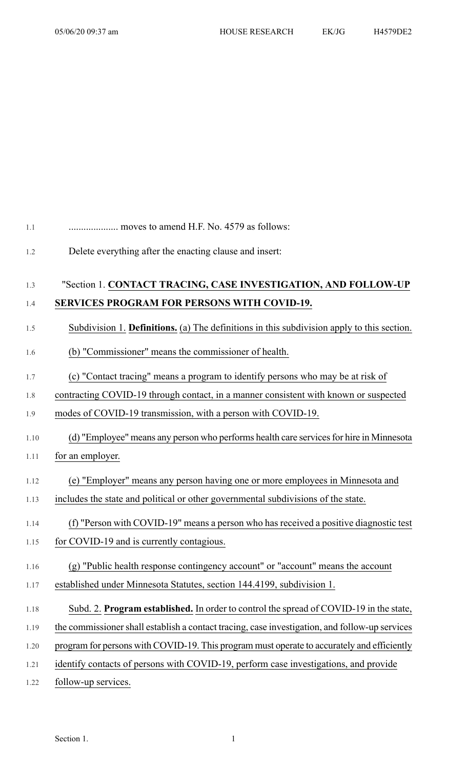.................... moves to amend H.F. No. 4579 as follows:

Delete everything after the enacting clause and insert:

"Section 1. **CONTACT TRACING, CASE INVESTIGATION, AND FOLLOW-UP SERVICES PROGRAM FOR PERSONS WITH COVID-19.**

Subdivision 1. **Definitions.** (a) The definitions in this subdivision apply to this section.

(b) "Commissioner" means the commissioner of health.

(c) "Contact tracing" means a program to identify persons who may be at risk of contracting COVID-19 through contact, in a manner consistent with known or suspected modes of COVID-19 transmission, with a person with COVID-19.

(d) "Employee" means any person who performs health care services for hire in Minnesota for an employer.

(e) "Employer" means any person having one or more employees in Minnesota and includes the state and political or other governmental subdivisions of the state.

(f) "Person with COVID-19" means a person who has received a positive diagnostic test for COVID-19 and is currently contagious.

(g) "Public health response contingency account" or "account" means the account established under Minnesota Statutes, section 144.4199, subdivision 1.

Subd. 2. **Program established.** In order to control the spread of COVID-19 in the state, the commissioner shall establish a contact tracing, case investigation, and follow-up services program for persons with COVID-19. This program must operate to accurately and efficiently identify contacts of persons with COVID-19, perform case investigations, and provide follow-up services.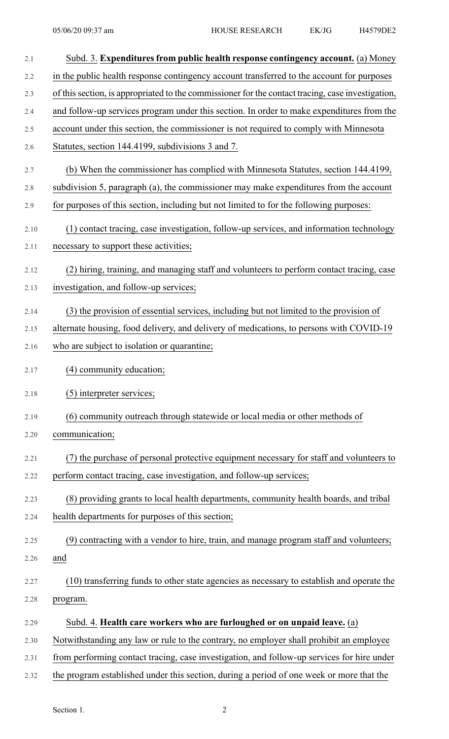Subd. 3. **Expenditures from public health response contingency account.** (a) Money in the public health response contingency account transferred to the account for purposes of this section, is appropriated to the commissioner for the contact tracing, case investigation, and follow-up services program under this section. In order to make expenditures from the account under this section, the commissioner is not required to comply with Minnesota Statutes, section 144.4199, subdivisions 3 and 7.

(b) When the commissioner has complied with Minnesota Statutes, section 144.4199, subdivision 5, paragraph (a), the commissioner may make expenditures from the account for purposes of this section, including but not limited to for the following purposes:

(1) contact tracing, case investigation, follow-up services, and information technology necessary to support these activities;

(2) hiring, training, and managing staff and volunteers to perform contact tracing, case investigation, and follow-up services;

(3) the provision of essential services, including but not limited to the provision of alternate housing, food delivery, and delivery of medications, to persons with COVID-19 who are subject to isolation or quarantine;

(4) community education;

(5) interpreter services;

(6) community outreach through statewide or local media or other methods of communication;

(7) the purchase of personal protective equipment necessary for staff and volunteers to perform contact tracing, case investigation, and follow-up services;

(8) providing grants to local health departments, community health boards, and tribal health departments for purposes of this section;

(9) contracting with a vendor to hire, train, and manage program staff and volunteers; and

(10) transferring funds to other state agencies as necessary to establish and operate the program.

Subd. 4. **Health care workers who are furloughed or on unpaid leave.** (a) Notwithstanding any law or rule to the contrary, no employer shall prohibit an employee from performing contact tracing, case investigation, and follow-up services for hire under the program established under this section, during a period of one week or more that the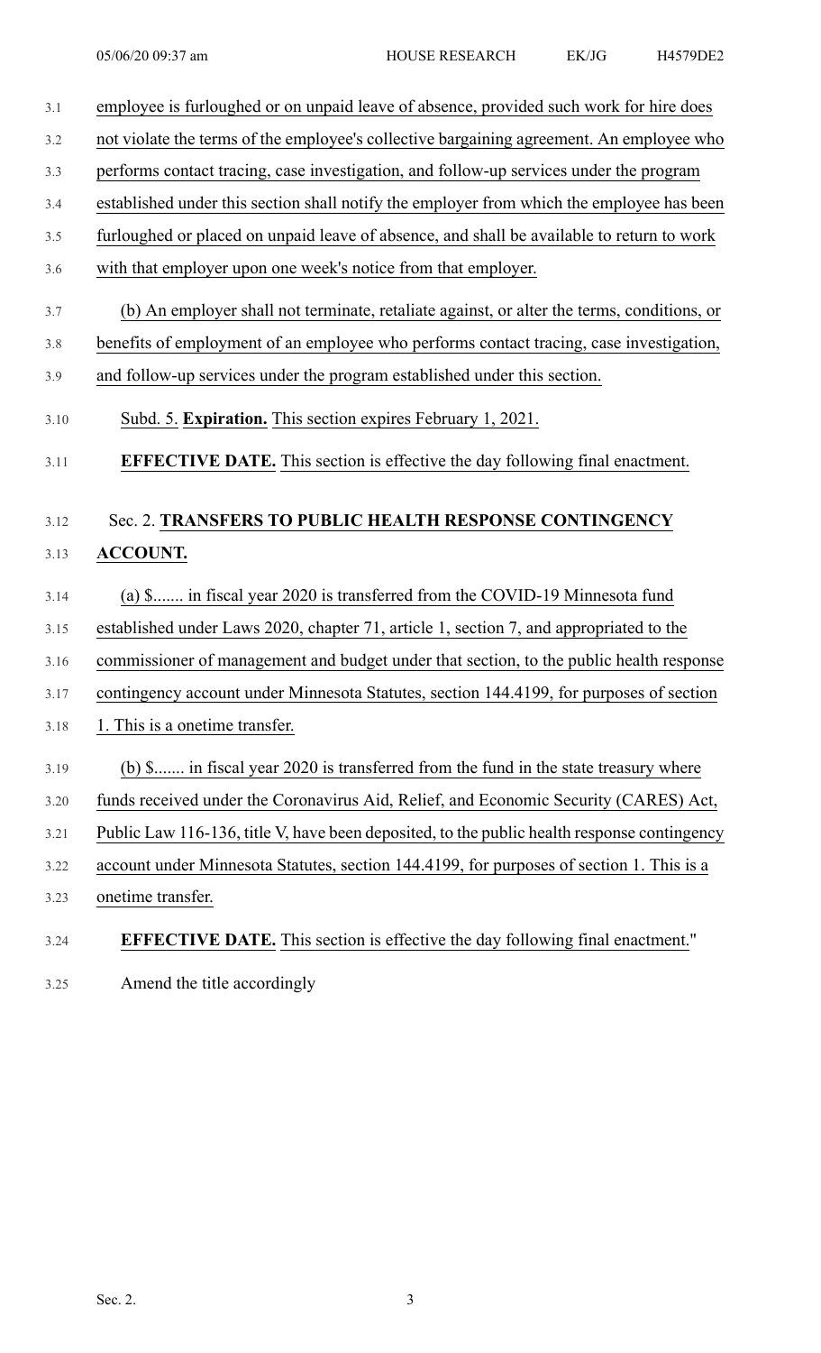employee is furloughed or on unpaid leave of absence, provided such work for hire does not violate the terms of the employee's collective bargaining agreement. An employee who performs contact tracing, case investigation, and follow-up services under the program established under this section shall notify the employer from which the employee has been furloughed or placed on unpaid leave of absence, and shall be available to return to work with that employer upon one week's notice from that employer.

(b) An employer shall not terminate, retaliate against, or alter the terms, conditions, or benefits of employment of an employee who performs contact tracing, case investigation, and follow-up services under the program established under this section.

Subd. 5. **Expiration.** This section expires February 1, 2021.

**EFFECTIVE DATE.** This section is effective the day following final enactment.

Sec. 2. **TRANSFERS TO PUBLIC HEALTH RESPONSE CONTINGENCY ACCOUNT.**

(a) $....... in fiscal year 2020 is transferred from the COVID-19 Minnesota fund established under Laws 2020, chapter 71, article 1, section 7, and appropriated to the commissioner of management and budget under that section, to the public health response contingency account under Minnesota Statutes, section 144.4199, for purposes of section 1. This is a onetime transfer.

(b) $....... in fiscal year 2020 is transferred from the fund in the state treasury where funds received under the Coronavirus Aid, Relief, and Economic Security (CARES) Act, Public Law 116-136, title V, have been deposited, to the public health response contingency account under Minnesota Statutes, section 144.4199, for purposes of section 1. This is a onetime transfer.

**EFFECTIVE DATE.** This section is effective the day following final enactment."

Amend the title accordingly